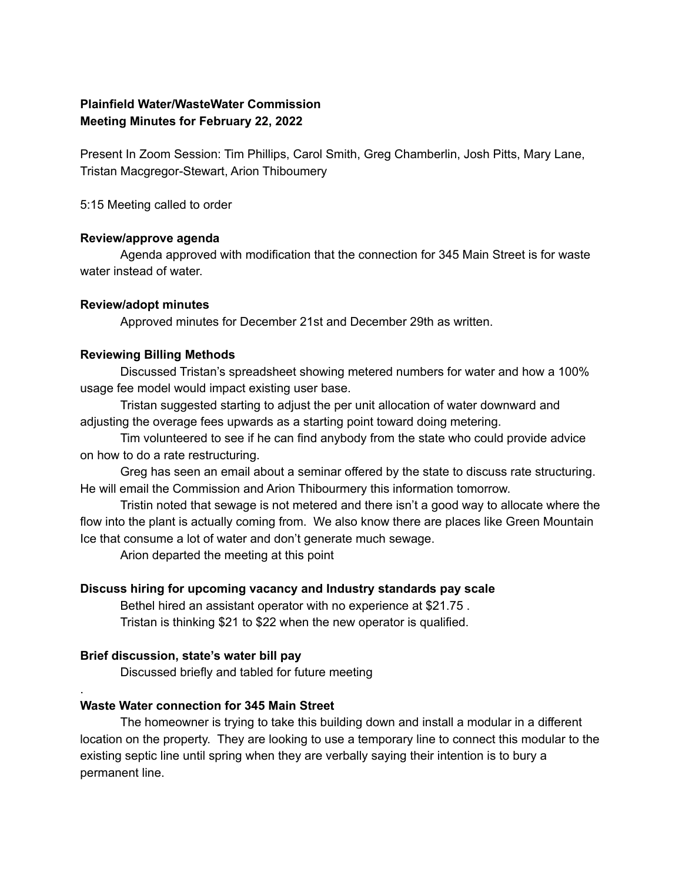**Plainfield Water/WasteWater Commission**
**Meeting Minutes for February 22, 2022**

Present In Zoom Session: Tim Phillips, Carol Smith, Greg Chamberlin, Josh Pitts, Mary Lane, Tristan Macgregor-Stewart, Arion Thiboumery

5:15 Meeting called to order

**Review/approve agenda**

Agenda approved with modification that the connection for 345 Main Street is for waste water instead of water.

**Review/adopt minutes**

Approved minutes for December 21st and December 29th as written.

**Reviewing Billing Methods**

Discussed Tristan's spreadsheet showing metered numbers for water and how a 100% usage fee model would impact existing user base.

Tristan suggested starting to adjust the per unit allocation of water downward and adjusting the overage fees upwards as a starting point toward doing metering.

Tim volunteered to see if he can find anybody from the state who could provide advice on how to do a rate restructuring.

Greg has seen an email about a seminar offered by the state to discuss rate structuring. He will email the Commission and Arion Thibourmery this information tomorrow.

Tristin noted that sewage is not metered and there isn't a good way to allocate where the flow into the plant is actually coming from. We also know there are places like Green Mountain Ice that consume a lot of water and don't generate much sewage.

Arion departed the meeting at this point

**Discuss hiring for upcoming vacancy and Industry standards pay scale**

Bethel hired an assistant operator with no experience at $21.75 .

Tristan is thinking $21 to $22 when the new operator is qualified.

**Brief discussion, state's water bill pay**

Discussed briefly and tabled for future meeting

.

**Waste Water connection for 345 Main Street**

The homeowner is trying to take this building down and install a modular in a different location on the property. They are looking to use a temporary line to connect this modular to the existing septic line until spring when they are verbally saying their intention is to bury a permanent line.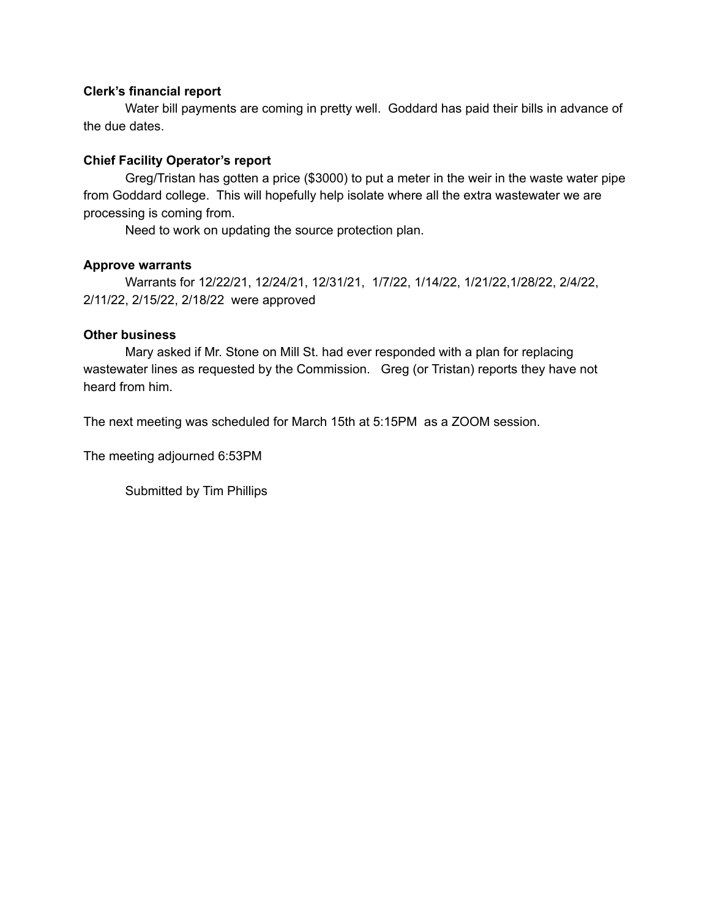**Clerk's financial report**

Water bill payments are coming in pretty well. Goddard has paid their bills in advance of the due dates.

**Chief Facility Operator's report**

Greg/Tristan has gotten a price ($3000) to put a meter in the weir in the waste water pipe from Goddard college. This will hopefully help isolate where all the extra wastewater we are processing is coming from.

Need to work on updating the source protection plan.

**Approve warrants**

Warrants for 12/22/21, 12/24/21, 12/31/21, 1/7/22, 1/14/22, 1/21/22,1/28/22, 2/4/22, 2/11/22, 2/15/22, 2/18/22 were approved

**Other business**

Mary asked if Mr. Stone on Mill St. had ever responded with a plan for replacing wastewater lines as requested by the Commission. Greg (or Tristan) reports they have not heard from him.

The next meeting was scheduled for March 15th at 5:15PM as a ZOOM session.

The meeting adjourned 6:53PM

Submitted by Tim Phillips